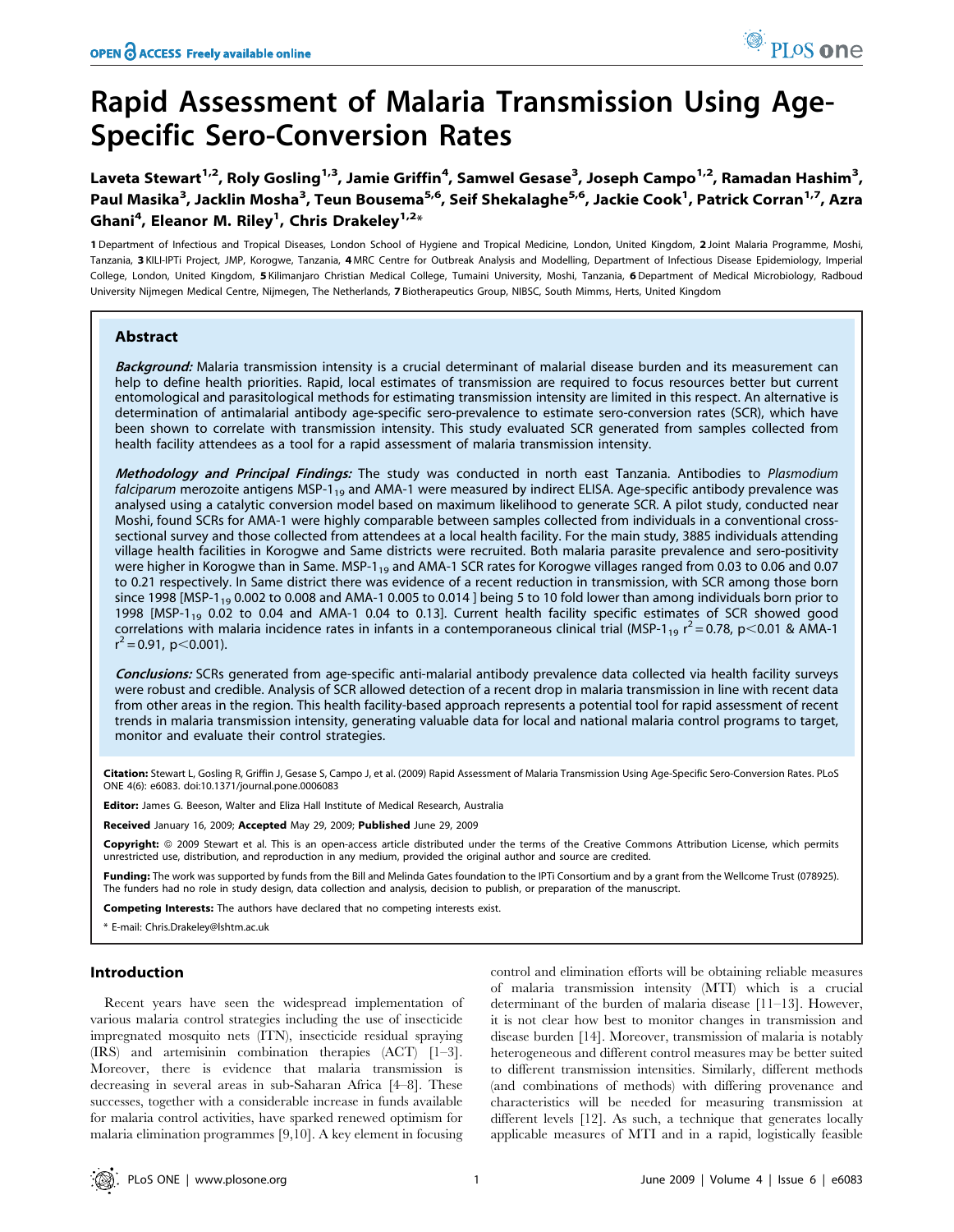# Rapid Assessment of Malaria Transmission Using Age-Specific Sero-Conversion Rates

**Laveta Stewart[1,2], Roly Gosling[1,3], Jamie Griffin[4], Samwel Gesase[3], Joseph Campo[1,2], Ramadan Hashim[3], Paul Masika[3], Jacklin Mosha[3], Teun Bousema[5,6], Seif Shekalaghe[5,6], Jackie Cook[1], Patrick Corran[1,7], Azra Ghani[4], Eleanor M. Riley[1], Chris Drakeley[1,2]***

1 Department of Infectious and Tropical Diseases, London School of Hygiene and Tropical Medicine, London, United Kingdom, 2 Joint Malaria Programme, Moshi, Tanzania, 3 KILI-IPTi Project, JMP, Korogwe, Tanzania, 4 MRC Centre for Outbreak Analysis and Modelling, Department of Infectious Disease Epidemiology, Imperial College, London, United Kingdom, 5 Kilimanjaro Christian Medical College, Tumaini University, Moshi, Tanzania, 6 Department of Medical Microbiology, Radboud University Nijmegen Medical Centre, Nijmegen, The Netherlands, 7 Biotherapeutics Group, NIBSC, South Mimms, Herts, United Kingdom

## Abstract

***Background:*** Malaria transmission intensity is a crucial determinant of malarial disease burden and its measurement can help to define health priorities. Rapid, local estimates of transmission are required to focus resources better but current entomological and parasitological methods for estimating transmission intensity are limited in this respect. An alternative is determination of antimalarial antibody age-specific sero-prevalence to estimate sero-conversion rates (SCR), which have been shown to correlate with transmission intensity. This study evaluated SCR generated from samples collected from health facility attendees as a tool for a rapid assessment of malaria transmission intensity.

***Methodology and Principal Findings:*** The study was conducted in north east Tanzania. Antibodies to *Plasmodium falciparum* merozoite antigens MSP-$1_{19}$ and AMA-1 were measured by indirect ELISA. Age-specific antibody prevalence was analysed using a catalytic conversion model based on maximum likelihood to generate SCR. A pilot study, conducted near Moshi, found SCRs for AMA-1 were highly comparable between samples collected from individuals in a conventional cross-sectional survey and those collected from attendees at a local health facility. For the main study, 3885 individuals attending village health facilities in Korogwe and Same districts were recruited. Both malaria parasite prevalence and sero-positivity were higher in Korogwe than in Same. MSP-$1_{19}$ and AMA-1 SCR rates for Korogwe villages ranged from 0.03 to 0.06 and 0.07 to 0.21 respectively. In Same district there was evidence of a recent reduction in transmission, with SCR among those born since 1998 [MSP-$1_{19}$ 0.002 to 0.008 and AMA-1 0.005 to 0.014 ] being 5 to 10 fold lower than among individuals born prior to 1998 [MSP-$1_{19}$ 0.02 to 0.04 and AMA-1 0.04 to 0.13]. Current health facility specific estimates of SCR showed good correlations with malaria incidence rates in infants in a contemporaneous clinical trial (MSP-$1_{19}$ $r^2 = 0.78$, $p<0.01$ & AMA-1 $r^2 = 0.91$, $p<0.001$).

***Conclusions:*** SCRs generated from age-specific anti-malarial antibody prevalence data collected via health facility surveys were robust and credible. Analysis of SCR allowed detection of a recent drop in malaria transmission in line with recent data from other areas in the region. This health facility-based approach represents a potential tool for rapid assessment of recent trends in malaria transmission intensity, generating valuable data for local and national malaria control programs to target, monitor and evaluate their control strategies.

**Citation:** Stewart L, Gosling R, Griffin J, Gesase S, Campo J, et al. (2009) Rapid Assessment of Malaria Transmission Using Age-Specific Sero-Conversion Rates. PLoS ONE 4(6): e6083. doi:10.1371/journal.pone.0006083

**Editor:** James G. Beeson, Walter and Eliza Hall Institute of Medical Research, Australia

**Received** January 16, 2009; **Accepted** May 29, 2009; **Published** June 29, 2009

**Copyright:** © 2009 Stewart et al. This is an open-access article distributed under the terms of the Creative Commons Attribution License, which permits unrestricted use, distribution, and reproduction in any medium, provided the original author and source are credited.

**Funding:** The work was supported by funds from the Bill and Melinda Gates foundation to the IPTi Consortium and by a grant from the Wellcome Trust (078925). The funders had no role in study design, data collection and analysis, decision to publish, or preparation of the manuscript.

**Competing Interests:** The authors have declared that no competing interests exist.

* E-mail: Chris.Drakeley@lshtm.ac.uk

## Introduction

Recent years have seen the widespread implementation of various malaria control strategies including the use of insecticide impregnated mosquito nets (ITN), insecticide residual spraying (IRS) and artemisinin combination therapies (ACT) [1–3]. Moreover, there is evidence that malaria transmission is decreasing in several areas in sub-Saharan Africa [4–8]. These successes, together with a considerable increase in funds available for malaria control activities, have sparked renewed optimism for malaria elimination programmes [9,10]. A key element in focusing control and elimination efforts will be obtaining reliable measures of malaria transmission intensity (MTI) which is a crucial determinant of the burden of malaria disease [11–13]. However, it is not clear how best to monitor changes in transmission and disease burden [14]. Moreover, transmission of malaria is notably heterogeneous and different control measures may be better suited to different transmission intensities. Similarly, different methods (and combinations of methods) with differing provenance and characteristics will be needed for measuring transmission at different levels [12]. As such, a technique that generates locally applicable measures of MTI and in a rapid, logistically feasible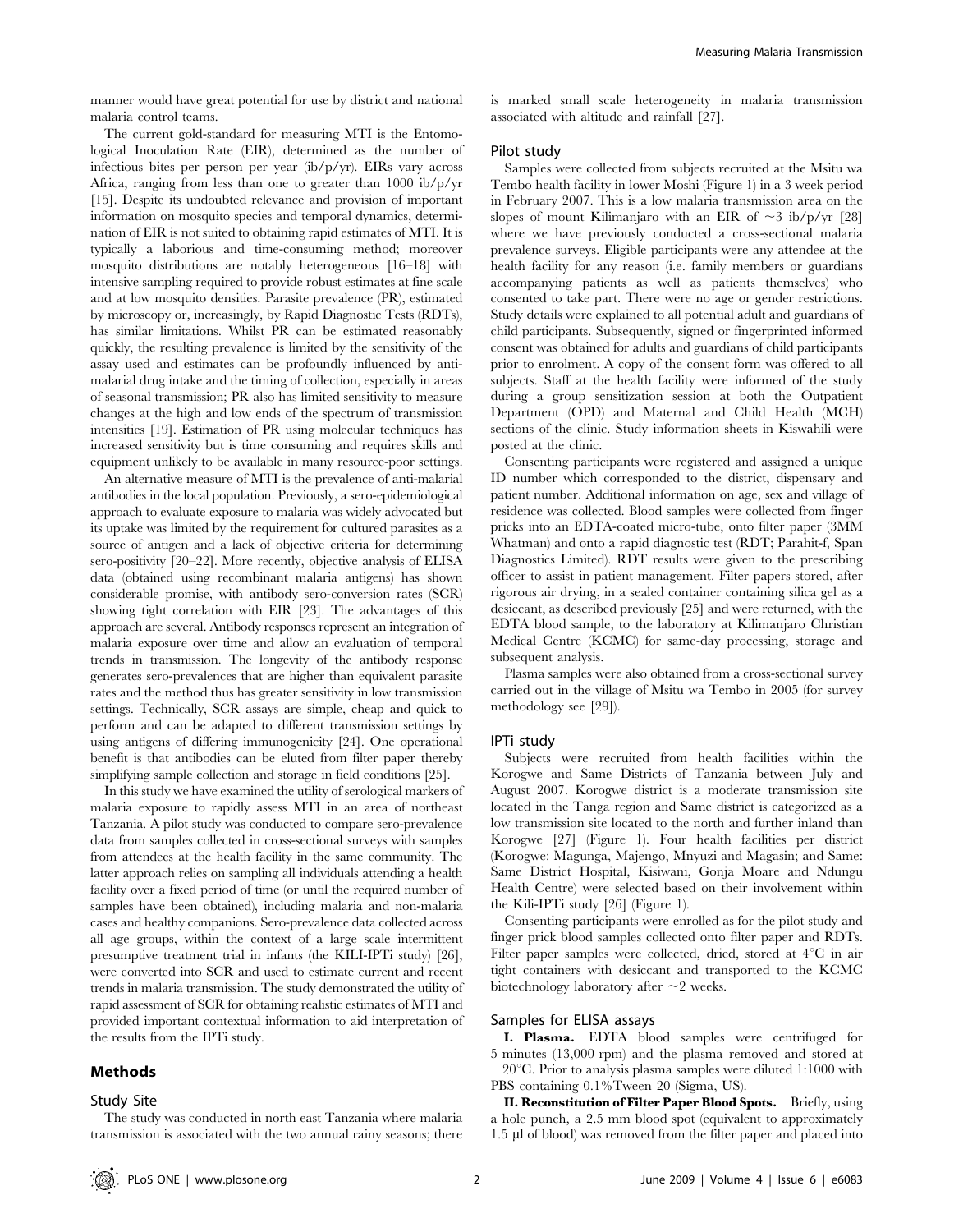manner would have great potential for use by district and national malaria control teams.

The current gold-standard for measuring MTI is the Entomological Inoculation Rate (EIR), determined as the number of infectious bites per person per year (ib/p/yr). EIRs vary across Africa, ranging from less than one to greater than 1000 ib/p/yr [15]. Despite its undoubted relevance and provision of important information on mosquito species and temporal dynamics, determination of EIR is not suited to obtaining rapid estimates of MTI. It is typically a laborious and time-consuming method; moreover mosquito distributions are notably heterogeneous [16–18] with intensive sampling required to provide robust estimates at fine scale and at low mosquito densities. Parasite prevalence (PR), estimated by microscopy or, increasingly, by Rapid Diagnostic Tests (RDTs), has similar limitations. Whilst PR can be estimated reasonably quickly, the resulting prevalence is limited by the sensitivity of the assay used and estimates can be profoundly influenced by anti-malarial drug intake and the timing of collection, especially in areas of seasonal transmission; PR also has limited sensitivity to measure changes at the high and low ends of the spectrum of transmission intensities [19]. Estimation of PR using molecular techniques has increased sensitivity but is time consuming and requires skills and equipment unlikely to be available in many resource-poor settings.

An alternative measure of MTI is the prevalence of anti-malarial antibodies in the local population. Previously, a sero-epidemiological approach to evaluate exposure to malaria was widely advocated but its uptake was limited by the requirement for cultured parasites as a source of antigen and a lack of objective criteria for determining sero-positivity [20–22]. More recently, objective analysis of ELISA data (obtained using recombinant malaria antigens) has shown considerable promise, with antibody sero-conversion rates (SCR) showing tight correlation with EIR [23]. The advantages of this approach are several. Antibody responses represent an integration of malaria exposure over time and allow an evaluation of temporal trends in transmission. The longevity of the antibody response generates sero-prevalences that are higher than equivalent parasite rates and the method thus has greater sensitivity in low transmission settings. Technically, SCR assays are simple, cheap and quick to perform and can be adapted to different transmission settings by using antigens of differing immunogenicity [24]. One operational benefit is that antibodies can be eluted from filter paper thereby simplifying sample collection and storage in field conditions [25].

In this study we have examined the utility of serological markers of malaria exposure to rapidly assess MTI in an area of northeast Tanzania. A pilot study was conducted to compare sero-prevalence data from samples collected in cross-sectional surveys with samples from attendees at the health facility in the same community. The latter approach relies on sampling all individuals attending a health facility over a fixed period of time (or until the required number of samples have been obtained), including malaria and non-malaria cases and healthy companions. Sero-prevalence data collected across all age groups, within the context of a large scale intermittent presumptive treatment trial in infants (the KILI-IPTi study) [26], were converted into SCR and used to estimate current and recent trends in malaria transmission. The study demonstrated the utility of rapid assessment of SCR for obtaining realistic estimates of MTI and provided important contextual information to aid interpretation of the results from the IPTi study.

## Methods

### Study Site

The study was conducted in north east Tanzania where malaria transmission is associated with the two annual rainy seasons; there is marked small scale heterogeneity in malaria transmission associated with altitude and rainfall [27].

### Pilot study

Samples were collected from subjects recruited at the Msitu wa Tembo health facility in lower Moshi (Figure 1) in a 3 week period in February 2007. This is a low malaria transmission area on the slopes of mount Kilimanjaro with an EIR of ~3 ib/p/yr [28] where we have previously conducted a cross-sectional malaria prevalence surveys. Eligible participants were any attendee at the health facility for any reason (i.e. family members or guardians accompanying patients as well as patients themselves) who consented to take part. There were no age or gender restrictions. Study details were explained to all potential adult and guardians of child participants. Subsequently, signed or fingerprinted informed consent was obtained for adults and guardians of child participants prior to enrolment. A copy of the consent form was offered to all subjects. Staff at the health facility were informed of the study during a group sensitization session at both the Outpatient Department (OPD) and Maternal and Child Health (MCH) sections of the clinic. Study information sheets in Kiswahili were posted at the clinic.

Consenting participants were registered and assigned a unique ID number which corresponded to the district, dispensary and patient number. Additional information on age, sex and village of residence was collected. Blood samples were collected from finger pricks into an EDTA-coated micro-tube, onto filter paper (3MM Whatman) and onto a rapid diagnostic test (RDT; Parahit-f, Span Diagnostics Limited). RDT results were given to the prescribing officer to assist in patient management. Filter papers stored, after rigorous air drying, in a sealed container containing silica gel as a desiccant, as described previously [25] and were returned, with the EDTA blood sample, to the laboratory at Kilimanjaro Christian Medical Centre (KCMC) for same-day processing, storage and subsequent analysis.

Plasma samples were also obtained from a cross-sectional survey carried out in the village of Msitu wa Tembo in 2005 (for survey methodology see [29]).

### IPTi study

Subjects were recruited from health facilities within the Korogwe and Same Districts of Tanzania between July and August 2007. Korogwe district is a moderate transmission site located in the Tanga region and Same district is categorized as a low transmission site located to the north and further inland than Korogwe [27] (Figure 1). Four health facilities per district (Korogwe: Magunga, Majengo, Mnyuzi and Magasin; and Same: Same District Hospital, Kisiwani, Gonja Moare and Ndungu Health Centre) were selected based on their involvement within the Kili-IPTi study [26] (Figure 1).

Consenting participants were enrolled as for the pilot study and finger prick blood samples collected onto filter paper and RDTs. Filter paper samples were collected, dried, stored at 4°C in air tight containers with desiccant and transported to the KCMC biotechnology laboratory after ~2 weeks.

### Samples for ELISA assays

**I. Plasma.** EDTA blood samples were centrifuged for 5 minutes (13,000 rpm) and the plasma removed and stored at −20°C. Prior to analysis plasma samples were diluted 1:1000 with PBS containing 0.1%Tween 20 (Sigma, US).

**II. Reconstitution of Filter Paper Blood Spots.** Briefly, using a hole punch, a 2.5 mm blood spot (equivalent to approximately 1.5 µl of blood) was removed from the filter paper and placed into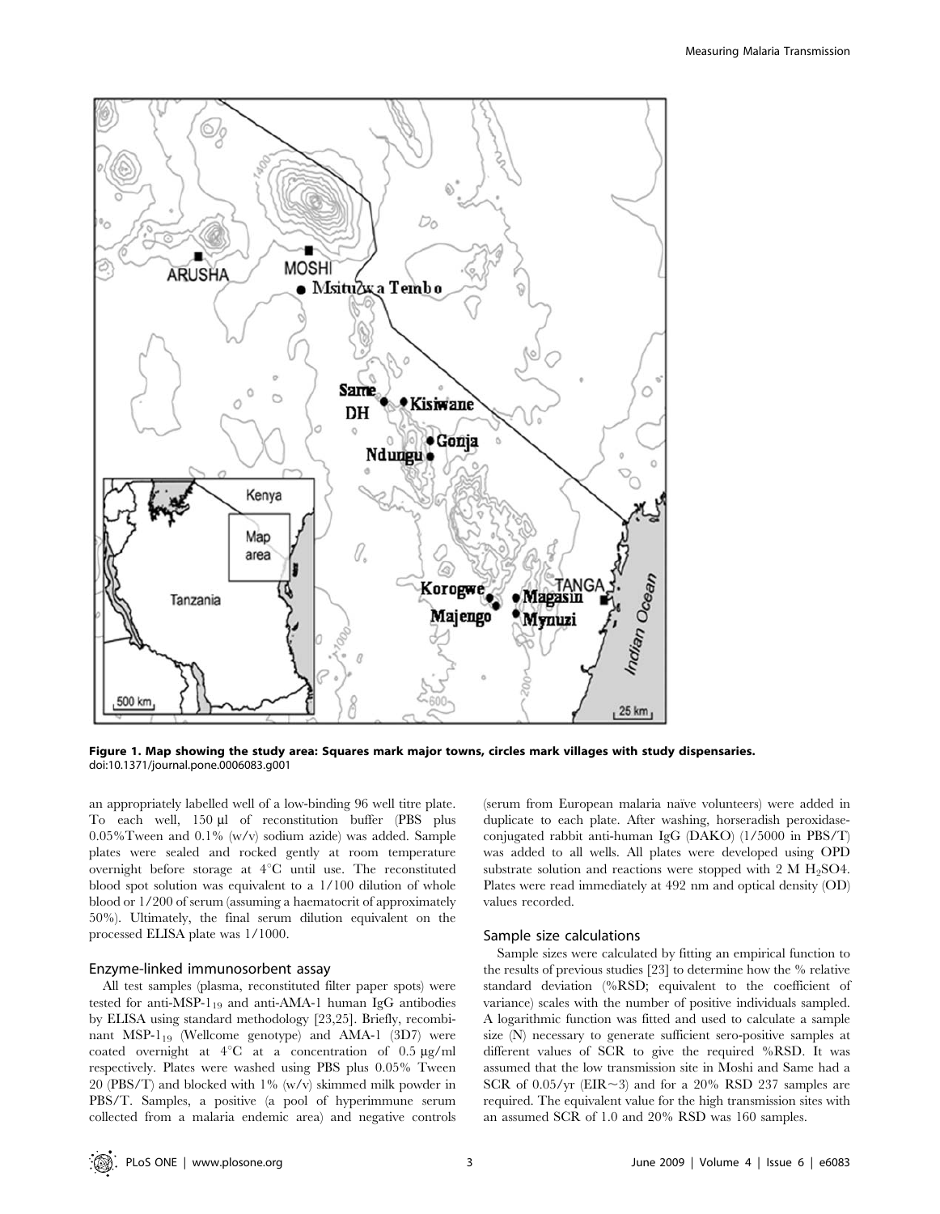**Figure 1. Map showing the study area: Squares mark major towns, circles mark villages with study dispensaries.**
doi:10.1371/journal.pone.0006083.g001

an appropriately labelled well of a low-binding 96 well titre plate. To each well, 150 µl of reconstitution buffer (PBS plus 0.05%Tween and 0.1% (w/v) sodium azide) was added. Sample plates were sealed and rocked gently at room temperature overnight before storage at 4°C until use. The reconstituted blood spot solution was equivalent to a 1/100 dilution of whole blood or 1/200 of serum (assuming a haematocrit of approximately 50%). Ultimately, the final serum dilution equivalent on the processed ELISA plate was 1/1000.

### Enzyme-linked immunosorbent assay

All test samples (plasma, reconstituted filter paper spots) were tested for anti-MSP-$1_{19}$ and anti-AMA-1 human IgG antibodies by ELISA using standard methodology [23,25]. Briefly, recombinant MSP-$1_{19}$ (Wellcome genotype) and AMA-1 (3D7) were coated overnight at 4°C at a concentration of 0.5 µg/ml respectively. Plates were washed using PBS plus 0.05% Tween 20 (PBS/T) and blocked with 1% (w/v) skimmed milk powder in PBS/T. Samples, a positive (a pool of hyperimmune serum collected from a malaria endemic area) and negative controls (serum from European malaria naïve volunteers) were added in duplicate to each plate. After washing, horseradish peroxidase-conjugated rabbit anti-human IgG (DAKO) (1/5000 in PBS/T) was added to all wells. All plates were developed using OPD substrate solution and reactions were stopped with 2 M $H_2SO4$. Plates were read immediately at 492 nm and optical density (OD) values recorded.

### Sample size calculations

Sample sizes were calculated by fitting an empirical function to the results of previous studies [23] to determine how the % relative standard deviation (%RSD; equivalent to the coefficient of variance) scales with the number of positive individuals sampled. A logarithmic function was fitted and used to calculate a sample size (N) necessary to generate sufficient sero-positive samples at different values of SCR to give the required %RSD. It was assumed that the low transmission site in Moshi and Same had a SCR of 0.05/yr (EIR~3) and for a 20% RSD 237 samples are required. The equivalent value for the high transmission sites with an assumed SCR of 1.0 and 20% RSD was 160 samples.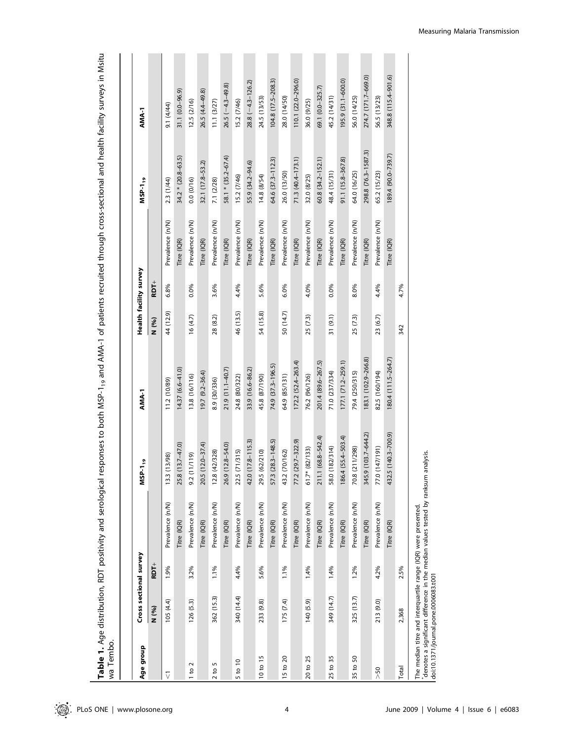**Table 1.** Age distribution, RDT positivity and serological responses to both $MSP\text{-}1_{19}$ and AMA-1 of patients recruited through cross-sectional and health facility surveys in Msitu wa Tembo.

| Age group | Cross sectional survey | | | $MSP\text{-}1_{19}$ | AMA-1 | Health facility survey | | | $MSP\text{-}1_{19}$ | AMA-1 |
|---|---|---|---|---|---|---|---|---|---|---|
| | N (%) | RDT+ | | | | N (%) | RDT+ | | | |
| <1 | 105 (4.4) | 1.9% | Prevalence (n/N) | 13.3 (13/98) | 11.2 (10/89) | 44 (12.9) | 6.8% | Prevalence (n/N) | 2.3 (1/44) | 9.1 (4/44) |
| | | | Titre (IQR) | 25.8 (13.7–47.0) | 14.37 (6.6–41.0) | | | Titre (IQR) | 34.2 * (20.8–63.5) | 31.1 (0.0–96.9) |
| 1 to 2 | 126 (5.3) | 3.2% | Prevalence (n/N) | 9.2 (11/119) | 13.8 (16/116) | 16 (4.7) | 0.0% | Prevalence (n/N) | 0.0 (0/16) | 12.5 (2/16) |
| | | | Titre (IQR) | 20.5 (12.0–37.4) | 19.7 (9.2–36.4) | | | Titre (IQR) | 32.1 (17.8–53.2) | 26.5 (4.4–49.8) |
| 2 to 5 | 362 (15.3) | 1.1% | Prevalence (n/N) | 12.8 (42/328) | 8.9 (30/336) | 28 (8.2) | 3.6% | Prevalence (n/N) | 7.1 (2/28) | 11.1 (3/27) |
| | | | Titre (IQR) | 26.9 (12.8–54.0) | 21.9 (11.1–40.7) | | | Titre (IQR) | 58.1 * (35.2–67.4) | 26.5 (−4.3–49.8) |
| 5 to 10 | 340 (14.4) | 4.4% | Prevalence (n/N) | 22.5 (71/315) | 24.8 (80/322) | 46 (13.5) | 4.4% | Prevalence (n/N) | 15.2 (7/46) | 15.2 (7/46) |
| | | | Titre (IQR) | 42.0 (17.8–115.3) | 33.9 (16.6–86.2) | | | Titre (IQR) | 55.9 (34.2–94.6) | 28.8 (−4.3–126.2) |
| 10 to 15 | 233 (9.8) | 5.6% | Prevalence (n/N) | 29.5 (62/210) | 45.8 (87/190) | 54 (15.8) | 5.6% | Prevalence (n/N) | 14.8 (8/54) | 24.5 (13/53) |
| | | | Titre (IQR) | 57.3 (28.3–148.5) | 74.9 (37.3–196.5) | | | Titre (IQR) | 64.6 (37.3–112.3) | 104.8 (17.5–208.3) |
| 15 to 20 | 175 (7.4) | 1.1% | Prevalence (n/N) | 43.2 (70/162) | 64.9 (85/131) | 50 (14.7) | 6.0% | Prevalence (n/N) | 26.0 (13/50) | 28.0 (14/50) |
| | | | Titre (IQR) | 77.2 (29.7–322.9) | 172.2 (52.4–263.4) | | | Titre (IQR) | 71.3 (40.4–173.1) | 110.1 (22.0–296.0) |
| 20 to 25 | 140 (5.9) | 1.4% | Prevalence (n/N) | 61.7* (82/133) | 76.2 (96/126) | 25 (7.3) | 4.0% | Prevalence (n/N) | 32.0 (8/25) | 36.0 (9/25) |
| | | | Titre (IQR) | 211.1 (68.8–542.4) | 201.4 (89.6–267.5) | | | Titre (IQR) | 60.8 (34.2–152.1) | 69.1 (0.0–325.7) |
| 25 to 35 | 349 (14.7) | 1.4% | Prevalence (n/N) | 58.0 (182/314) | 71.0 (237/334) | 31 (9.1) | 0.0% | Prevalence (n/N) | 48.4 (15/31) | 45.2 (14/31) |
| | | | Titre (IQR) | 186.4 (55.4–503.4) | 177.1 (71.2–259.1) | | | Titre (IQR) | 91.1 (15.8–367.8) | 195.9 (31.1–600.0) |
| 35 to 50 | 325 (13.7) | 1.2% | Prevalence (n/N) | 70.8 (211/298) | 79.4 (250/315) | 25 (7.3) | 8.0% | Prevalence (n/N) | 64.0 (16/25) | 56.0 (14/25) |
| | | | Titre (IQR) | 345.9 (103.7–644.2) | 183.1 (102.9–266.8) | | | Titre (IQR) | 298.8 (76.3–1587.3) | 274.7 (171.7–669.0) |
| >50 | 213 (9.0) | 4.2% | Prevalence (n/N) | 77.0 (147/191) | 82.5 (160/194) | 23 (6.7) | 4.4% | Prevalence (n/N) | 65.2 (15/23) | 56.5 (13/23) |
| | | | Titre (IQR) | 432.5 (140.3–700.9) | 180.4 (111.5–264.7) | | | Titre (IQR) | 189.4 (90.0–739.7) | 348.8 (115.4–901.6) |
| Total | 2,368 | 2.5% | | | | 342 | 4.7% | | | |

The median titre and interquartile range (IQR) were presented.
*denotes a significant difference in the median values tested by ranksum analysis.
doi:10.1371/journal.pone.0006083.t001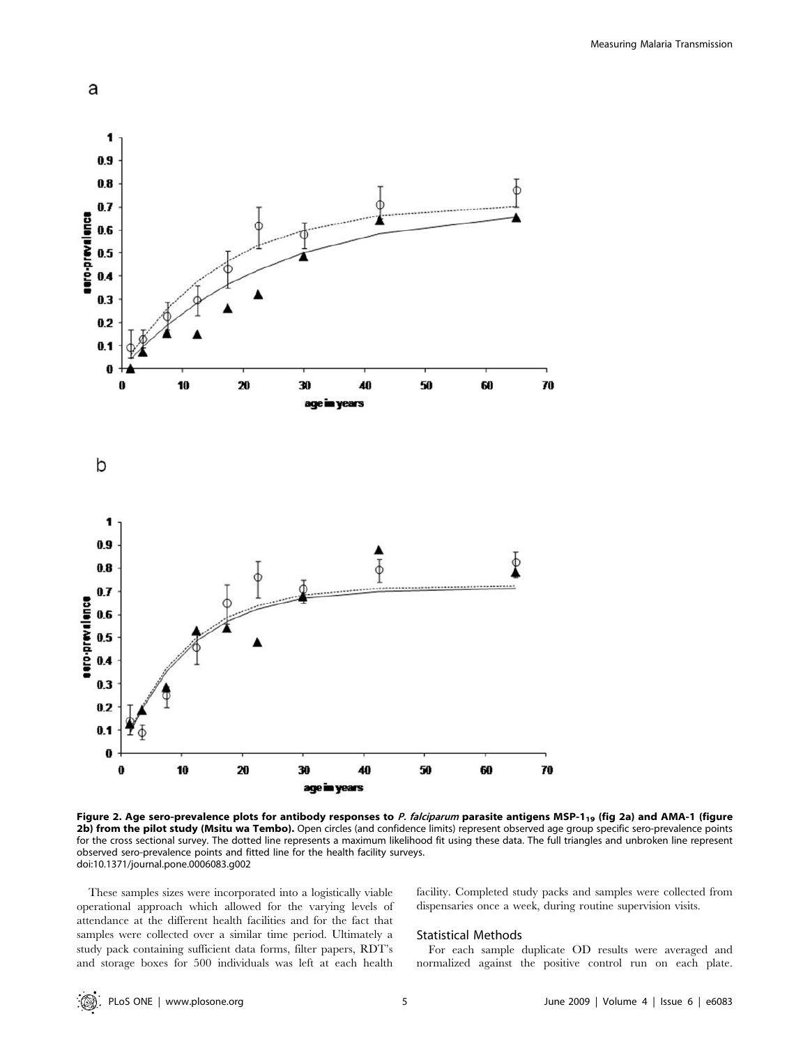**Figure 2. Age sero-prevalence plots for antibody responses to *P. falciparum* parasite antigens MSP-$1_{19}$ (fig 2a) and AMA-1 (figure 2b) from the pilot study (Msitu wa Tembo).** Open circles (and confidence limits) represent observed age group specific sero-prevalence points for the cross sectional survey. The dotted line represents a maximum likelihood fit using these data. The full triangles and unbroken line represent observed sero-prevalence points and fitted line for the health facility surveys.
doi:10.1371/journal.pone.0006083.g002

These samples sizes were incorporated into a logistically viable operational approach which allowed for the varying levels of attendance at the different health facilities and for the fact that samples were collected over a similar time period. Ultimately a study pack containing sufficient data forms, filter papers, RDT's and storage boxes for 500 individuals was left at each health facility. Completed study packs and samples were collected from dispensaries once a week, during routine supervision visits.

### Statistical Methods

For each sample duplicate OD results were averaged and normalized against the positive control run on each plate.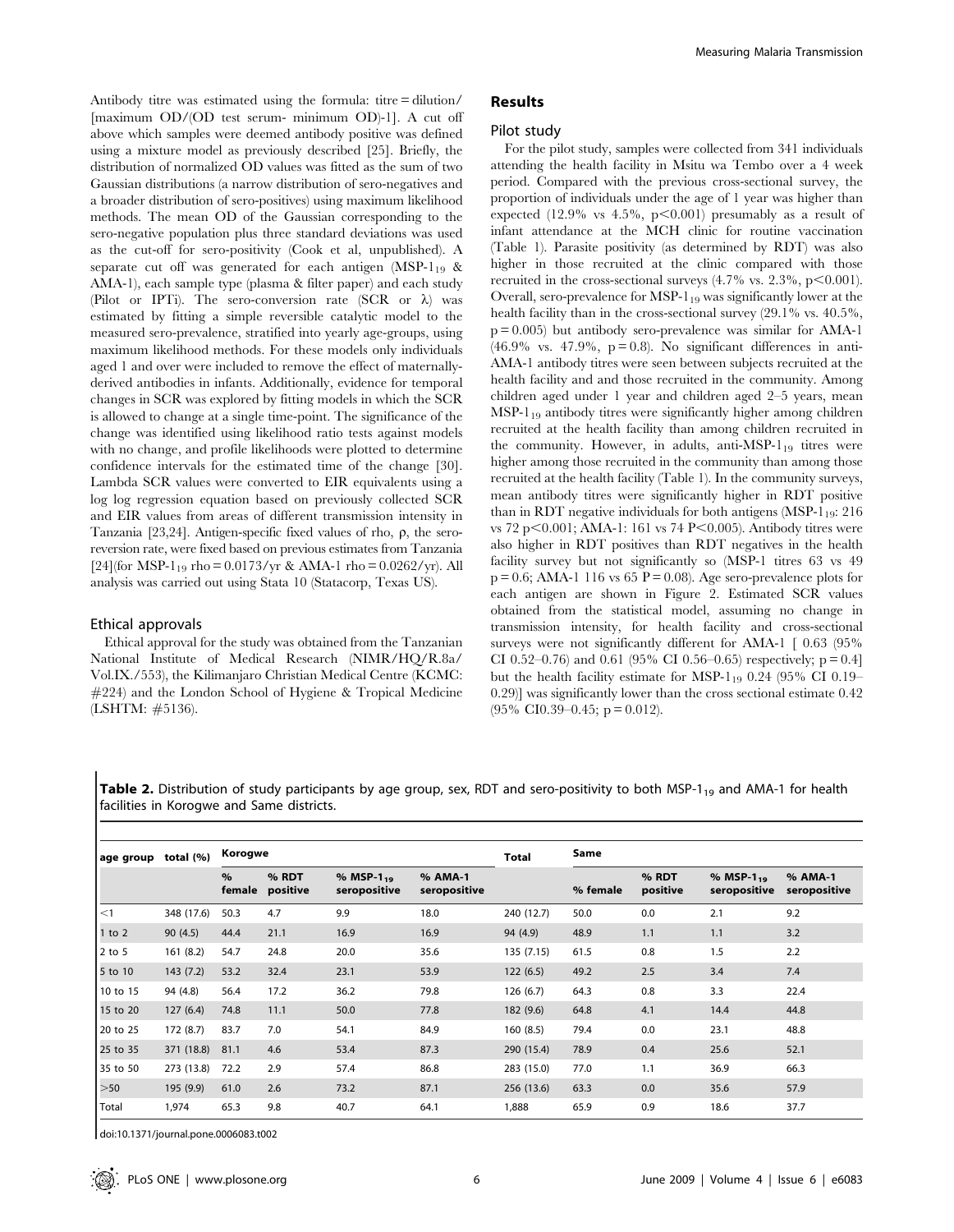Antibody titre was estimated using the formula: titre = dilution/ [maximum OD/(OD test serum- minimum OD)-1]. A cut off above which samples were deemed antibody positive was defined using a mixture model as previously described [25]. Briefly, the distribution of normalized OD values was fitted as the sum of two Gaussian distributions (a narrow distribution of sero-negatives and a broader distribution of sero-positives) using maximum likelihood methods. The mean OD of the Gaussian corresponding to the sero-negative population plus three standard deviations was used as the cut-off for sero-positivity (Cook et al, unpublished). A separate cut off was generated for each antigen ($MSP\text{-}1_{19}$ & AMA-1), each sample type (plasma & filter paper) and each study (Pilot or IPTi). The sero-conversion rate (SCR or $\lambda$) was estimated by fitting a simple reversible catalytic model to the measured sero-prevalence, stratified into yearly age-groups, using maximum likelihood methods. For these models only individuals aged 1 and over were included to remove the effect of maternally-derived antibodies in infants. Additionally, evidence for temporal changes in SCR was explored by fitting models in which the SCR is allowed to change at a single time-point. The significance of the change was identified using likelihood ratio tests against models with no change, and profile likelihoods were plotted to determine confidence intervals for the estimated time of the change [30]. Lambda SCR values were converted to EIR equivalents using a log log regression equation based on previously collected SCR and EIR values from areas of different transmission intensity in Tanzania [23,24]. Antigen-specific fixed values of rho, $\rho$, the sero-reversion rate, were fixed based on previous estimates from Tanzania [24](for $MSP\text{-}1_{19}$ rho = 0.0173/yr & AMA-1 rho = 0.0262/yr). All analysis was carried out using Stata 10 (Statacorp, Texas US).

## Ethical approvals

Ethical approval for the study was obtained from the Tanzanian National Institute of Medical Research (NIMR/HQ/R.8a/ Vol.IX./553), the Kilimanjaro Christian Medical Centre (KCMC: #224) and the London School of Hygiene & Tropical Medicine (LSHTM: #5136).

# Results

## Pilot study

For the pilot study, samples were collected from 341 individuals attending the health facility in Msitu wa Tembo over a 4 week period. Compared with the previous cross-sectional survey, the proportion of individuals under the age of 1 year was higher than expected (12.9% vs 4.5%, $p<0.001$) presumably as a result of infant attendance at the MCH clinic for routine vaccination (Table 1). Parasite positivity (as determined by RDT) was also higher in those recruited at the clinic compared with those recruited in the cross-sectional surveys (4.7% vs. 2.3%, $p<0.001$). Overall, sero-prevalence for $MSP\text{-}1_{19}$ was significantly lower at the health facility than in the cross-sectional survey (29.1% vs. 40.5%, $p = 0.005$) but antibody sero-prevalence was similar for AMA-1 (46.9% vs. 47.9%, $p = 0.8$). No significant differences in anti-AMA-1 antibody titres were seen between subjects recruited at the health facility and and those recruited in the community. Among children aged under 1 year and children aged 2–5 years, mean $MSP\text{-}1_{19}$ antibody titres were significantly higher among children recruited at the health facility than among children recruited in the community. However, in adults, anti-$MSP\text{-}1_{19}$ titres were higher among those recruited in the community than among those recruited at the health facility (Table 1). In the community surveys, mean antibody titres were significantly higher in RDT positive than in RDT negative individuals for both antigens ($MSP\text{-}1_{19}$: 216 vs 72 $p<0.001$; AMA-1: 161 vs 74 $P<0.005$). Antibody titres were also higher in RDT positives than RDT negatives in the health facility survey but not significantly so (MSP-1 titres 63 vs 49 $p = 0.6$; AMA-1 116 vs 65 $P = 0.08$). Age sero-prevalence plots for each antigen are shown in Figure 2. Estimated SCR values obtained from the statistical model, assuming no change in transmission intensity, for health facility and cross-sectional surveys were not significantly different for AMA-1 [ 0.63 (95% CI 0.52–0.76) and 0.61 (95% CI 0.56–0.65) respectively; $p = 0.4$] but the health facility estimate for $MSP\text{-}1_{19}$ 0.24 (95% CI 0.19–0.29)] was significantly lower than the cross sectional estimate 0.42 (95% CI0.39–0.45; $p = 0.012$).

**Table 2.** Distribution of study participants by age group, sex, RDT and sero-positivity to both $MSP\text{-}1_{19}$ and AMA-1 for health facilities in Korogwe and Same districts.

| age group | total (%) | Korogwe | | | | Total | Same | | | |
|---|---|---|---|---|---|---|---|---|---|---|
| | | % female | % RDT positive | % $MSP\text{-}1_{19}$ seropositive | % AMA-1 seropositive | | % female | % RDT positive | % $MSP\text{-}1_{19}$ seropositive | % AMA-1 seropositive |
| <1 | 348 (17.6) | 50.3 | 4.7 | 9.9 | 18.0 | 240 (12.7) | 50.0 | 0.0 | 2.1 | 9.2 |
| 1 to 2 | 90 (4.5) | 44.4 | 21.1 | 16.9 | 16.9 | 94 (4.9) | 48.9 | 1.1 | 1.1 | 3.2 |
| 2 to 5 | 161 (8.2) | 54.7 | 24.8 | 20.0 | 35.6 | 135 (7.15) | 61.5 | 0.8 | 1.5 | 2.2 |
| 5 to 10 | 143 (7.2) | 53.2 | 32.4 | 23.1 | 53.9 | 122 (6.5) | 49.2 | 2.5 | 3.4 | 7.4 |
| 10 to 15 | 94 (4.8) | 56.4 | 17.2 | 36.2 | 79.8 | 126 (6.7) | 64.3 | 0.8 | 3.3 | 22.4 |
| 15 to 20 | 127 (6.4) | 74.8 | 11.1 | 50.0 | 77.8 | 182 (9.6) | 64.8 | 4.1 | 14.4 | 44.8 |
| 20 to 25 | 172 (8.7) | 83.7 | 7.0 | 54.1 | 84.9 | 160 (8.5) | 79.4 | 0.0 | 23.1 | 48.8 |
| 25 to 35 | 371 (18.8) | 81.1 | 4.6 | 53.4 | 87.3 | 290 (15.4) | 78.9 | 0.4 | 25.6 | 52.1 |
| 35 to 50 | 273 (13.8) | 72.2 | 2.9 | 57.4 | 86.8 | 283 (15.0) | 77.0 | 1.1 | 36.9 | 66.3 |
| >50 | 195 (9.9) | 61.0 | 2.6 | 73.2 | 87.1 | 256 (13.6) | 63.3 | 0.0 | 35.6 | 57.9 |
| Total | 1,974 | 65.3 | 9.8 | 40.7 | 64.1 | 1,888 | 65.9 | 0.9 | 18.6 | 37.7 |

doi:10.1371/journal.pone.0006083.t002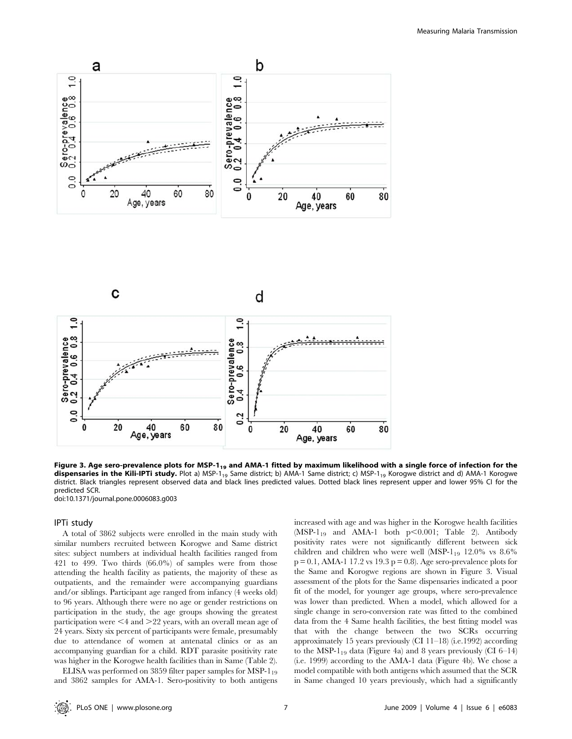**Figure 3. Age sero-prevalence plots for MSP-1$_{19}$ and AMA-1 fitted by maximum likelihood with a single force of infection for the dispensaries in the Kili-IPTi study.** Plot a) MSP-1$_{19}$ Same district; b) AMA-1 Same district; c) MSP-1$_{19}$ Korogwe district and d) AMA-1 Korogwe district. Black triangles represent observed data and black lines predicted values. Dotted black lines represent upper and lower 95% CI for the predicted SCR.
doi:10.1371/journal.pone.0006083.g003

## IPTi study

A total of 3862 subjects were enrolled in the main study with similar numbers recruited between Korogwe and Same district sites: subject numbers at individual health facilities ranged from 421 to 499. Two thirds (66.0%) of samples were from those attending the health facility as patients, the majority of these as outpatients, and the remainder were accompanying guardians and/or siblings. Participant age ranged from infancy (4 weeks old) to 96 years. Although there were no age or gender restrictions on participation in the study, the age groups showing the greatest participation were <4 and >22 years, with an overall mean age of 24 years. Sixty six percent of participants were female, presumably due to attendance of women at antenatal clinics or as an accompanying guardian for a child. RDT parasite positivity rate was higher in the Korogwe health facilities than in Same (Table 2).

ELISA was performed on 3859 filter paper samples for MSP-1$_{19}$ and 3862 samples for AMA-1. Sero-positivity to both antigens increased with age and was higher in the Korogwe health facilities (MSP-1$_{19}$ and AMA-1 both $p<0.001$; Table 2). Antibody positivity rates were not significantly different between sick children and children who were well (MSP-1$_{19}$ 12.0% vs 8.6% $p = 0.1$, AMA-1 17.2 vs 19.3 $p = 0.8$). Age sero-prevalence plots for the Same and Korogwe regions are shown in Figure 3. Visual assessment of the plots for the Same dispensaries indicated a poor fit of the model, for younger age groups, where sero-prevalence was lower than predicted. When a model, which allowed for a single change in sero-conversion rate was fitted to the combined data from the 4 Same health facilities, the best fitting model was that with the change between the two SCRs occurring approximately 15 years previously (CI 11–18) (i.e.1992) according to the MSP-1$_{19}$ data (Figure 4a) and 8 years previously (CI 6–14) (i.e. 1999) according to the AMA-1 data (Figure 4b). We chose a model compatible with both antigens which assumed that the SCR in Same changed 10 years previously, which had a significantly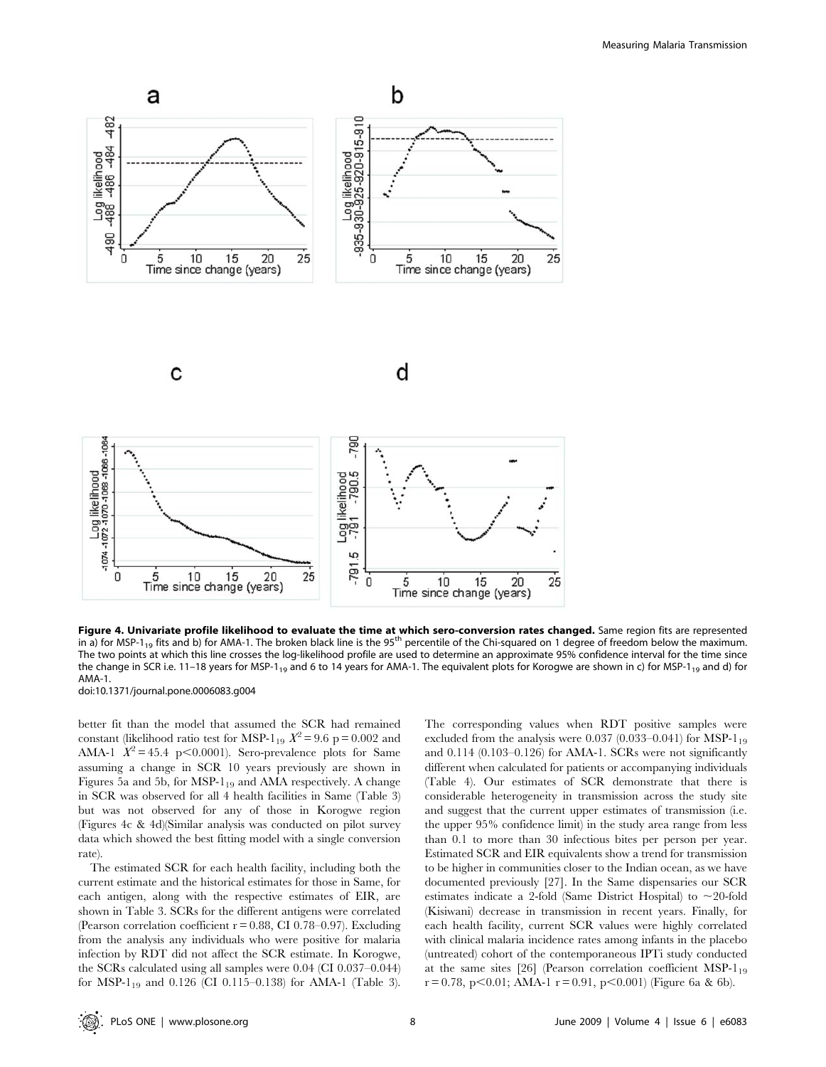**Figure 4. Univariate profile likelihood to evaluate the time at which sero-conversion rates changed.** Same region fits are represented in a) for MSP-$1_{19}$ fits and b) for AMA-1. The broken black line is the 95[th] percentile of the Chi-squared on 1 degree of freedom below the maximum. The two points at which this line crosses the log-likelihood profile are used to determine an approximate 95% confidence interval for the time since the change in SCR i.e. 11–18 years for MSP-$1_{19}$ and 6 to 14 years for AMA-1. The equivalent plots for Korogwe are shown in c) for MSP-$1_{19}$ and d) for AMA-1.
doi:10.1371/journal.pone.0006083.g004

better fit than the model that assumed the SCR had remained constant (likelihood ratio test for MSP-$1_{19}$ $X^2 = 9.6$ $p = 0.002$ and AMA-1 $X^2 = 45.4$ $p<0.0001$). Sero-prevalence plots for Same assuming a change in SCR 10 years previously are shown in Figures 5a and 5b, for MSP-$1_{19}$ and AMA respectively. A change in SCR was observed for all 4 health facilities in Same (Table 3) but was not observed for any of those in Korogwe region (Figures 4c & 4d)(Similar analysis was conducted on pilot survey data which showed the best fitting model with a single conversion rate).

The estimated SCR for each health facility, including both the current estimate and the historical estimates for those in Same, for each antigen, along with the respective estimates of EIR, are shown in Table 3. SCRs for the different antigens were correlated (Pearson correlation coefficient r = 0.88, CI 0.78–0.97). Excluding from the analysis any individuals who were positive for malaria infection by RDT did not affect the SCR estimate. In Korogwe, the SCRs calculated using all samples were 0.04 (CI 0.037–0.044) for MSP-$1_{19}$ and 0.126 (CI 0.115–0.138) for AMA-1 (Table 3). The corresponding values when RDT positive samples were excluded from the analysis were 0.037 (0.033–0.041) for MSP-$1_{19}$ and 0.114 (0.103–0.126) for AMA-1. SCRs were not significantly different when calculated for patients or accompanying individuals (Table 4). Our estimates of SCR demonstrate that there is considerable heterogeneity in transmission across the study site and suggest that the current upper estimates of transmission (i.e. the upper 95% confidence limit) in the study area range from less than 0.1 to more than 30 infectious bites per person per year. Estimated SCR and EIR equivalents show a trend for transmission to be higher in communities closer to the Indian ocean, as we have documented previously [27]. In the Same dispensaries our SCR estimates indicate a 2-fold (Same District Hospital) to ~20-fold (Kisiwani) decrease in transmission in recent years. Finally, for each health facility, current SCR values were highly correlated with clinical malaria incidence rates among infants in the placebo (untreated) cohort of the contemporaneous IPTi study conducted at the same sites [26] (Pearson correlation coefficient MSP-$1_{19}$ $r = 0.78$, $p<0.01$; AMA-1 $r = 0.91$, $p<0.001$) (Figure 6a & 6b).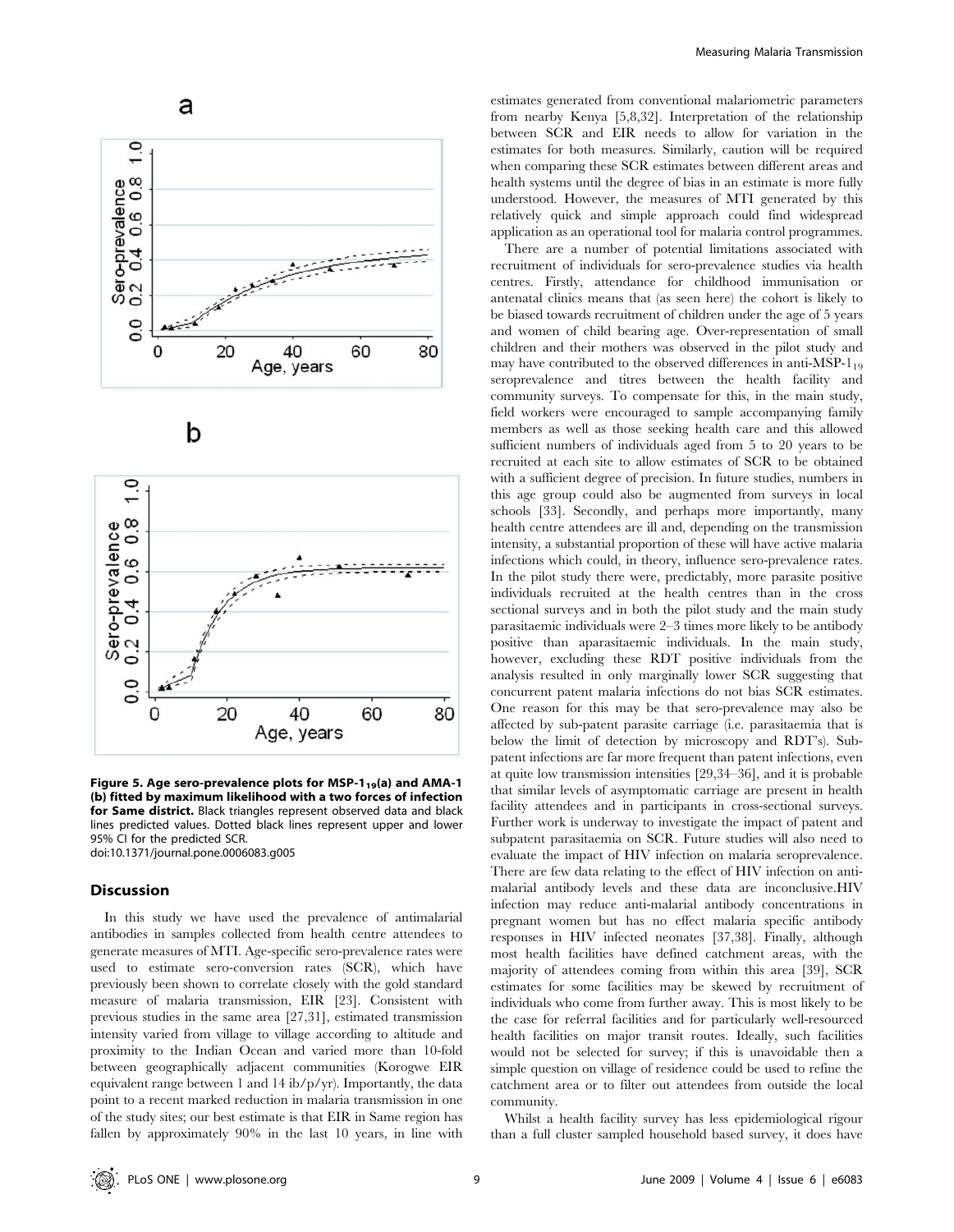a

Sero-prevalence

0.0 0.2 0.4 0.6 0.8 1.0

0 20 40 60 80

Age, years

b

Sero-prevalence

0.0 0.2 0.4 0.6 0.8 1.0

0 20 40 60 80

Age, years

**Figure 5. Age sero-prevalence plots for MSP-$1_{19}$(a) and AMA-1 (b) fitted by maximum likelihood with a two forces of infection for Same district.** Black triangles represent observed data and black lines predicted values. Dotted black lines represent upper and lower 95% CI for the predicted SCR.
doi:10.1371/journal.pone.0006083.g005

## Discussion

In this study we have used the prevalence of antimalarial antibodies in samples collected from health centre attendees to generate measures of MTI. Age-specific sero-prevalence rates were used to estimate sero-conversion rates (SCR), which have previously been shown to correlate closely with the gold standard measure of malaria transmission, EIR [23]. Consistent with previous studies in the same area [27,31], estimated transmission intensity varied from village to village according to altitude and proximity to the Indian Ocean and varied more than 10-fold between geographically adjacent communities (Korogwe EIR equivalent range between 1 and 14 ib/p/yr). Importantly, the data point to a recent marked reduction in malaria transmission in one of the study sites; our best estimate is that EIR in Same region has fallen by approximately 90% in the last 10 years, in line with estimates generated from conventional malariometric parameters from nearby Kenya [5,8,32]. Interpretation of the relationship between SCR and EIR needs to allow for variation in the estimates for both measures. Similarly, caution will be required when comparing these SCR estimates between different areas and health systems until the degree of bias in an estimate is more fully understood. However, the measures of MTI generated by this relatively quick and simple approach could find widespread application as an operational tool for malaria control programmes.

There are a number of potential limitations associated with recruitment of individuals for sero-prevalence studies via health centres. Firstly, attendance for childhood immunisation or antenatal clinics means that (as seen here) the cohort is likely to be biased towards recruitment of children under the age of 5 years and women of child bearing age. Over-representation of small children and their mothers was observed in the pilot study and may have contributed to the observed differences in anti-MSP-$1_{19}$ seroprevalence and titres between the health facility and community surveys. To compensate for this, in the main study, field workers were encouraged to sample accompanying family members as well as those seeking health care and this allowed sufficient numbers of individuals aged from 5 to 20 years to be recruited at each site to allow estimates of SCR to be obtained with a sufficient degree of precision. In future studies, numbers in this age group could also be augmented from surveys in local schools [33]. Secondly, and perhaps more importantly, many health centre attendees are ill and, depending on the transmission intensity, a substantial proportion of these will have active malaria infections which could, in theory, influence sero-prevalence rates. In the pilot study there were, predictably, more parasite positive individuals recruited at the health centres than in the cross sectional surveys and in both the pilot study and the main study parasitaemic individuals were 2–3 times more likely to be antibody positive than aparasitaemic individuals. In the main study, however, excluding these RDT positive individuals from the analysis resulted in only marginally lower SCR suggesting that concurrent patent malaria infections do not bias SCR estimates. One reason for this may be that sero-prevalence may also be affected by sub-patent parasite carriage (i.e. parasitaemia that is below the limit of detection by microscopy and RDT's). Sub-patent infections are far more frequent than patent infections, even at quite low transmission intensities [29,34–36], and it is probable that similar levels of asymptomatic carriage are present in health facility attendees and in participants in cross-sectional surveys. Further work is underway to investigate the impact of patent and subpatent parasitaemia on SCR. Future studies will also need to evaluate the impact of HIV infection on malaria seroprevalence. There are few data relating to the effect of HIV infection on anti-malarial antibody levels and these data are inconclusive.HIV infection may reduce anti-malarial antibody concentrations in pregnant women but has no effect malaria specific antibody responses in HIV infected neonates [37,38]. Finally, although most health facilities have defined catchment areas, with the majority of attendees coming from within this area [39], SCR estimates for some facilities may be skewed by recruitment of individuals who come from further away. This is most likely to be the case for referral facilities and for particularly well-resourced health facilities on major transit routes. Ideally, such facilities would not be selected for survey; if this is unavoidable then a simple question on village of residence could be used to refine the catchment area or to filter out attendees from outside the local community.

Whilst a health facility survey has less epidemiological rigour than a full cluster sampled household based survey, it does have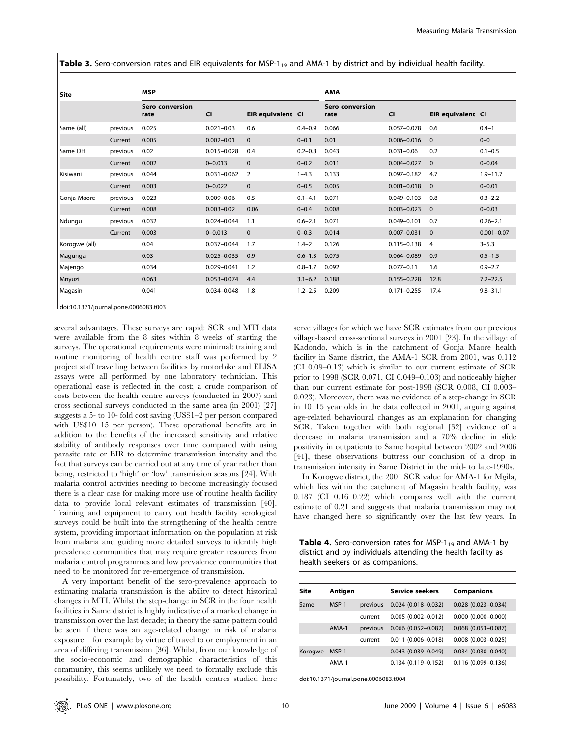**Table 3.** Sero-conversion rates and EIR equivalents for MSP-$1_{19}$ and AMA-1 by district and by individual health facility.

| Site | | MSP | | | | AMA | | | |
|---|---|---|---|---|---|---|---|---|---|
| | | Sero conversion rate | CI | EIR equivalent | CI | Sero conversion rate | CI | EIR equivalent | CI |
| Same (all) | previous | 0.025 | 0.021–0.03 | 0.6 | 0.4–0.9 | 0.066 | 0.057–0.078 | 0.6 | 0.4–1 |
| | Current | 0.005 | 0.002–0.01 | 0 | 0–0.1 | 0.01 | 0.006–0.016 | 0 | 0–0 |
| Same DH | previous | 0.02 | 0.015–0.028 | 0.4 | 0.2–0.8 | 0.043 | 0.031–0.06 | 0.2 | 0.1–0.5 |
| | Current | 0.002 | 0–0.013 | 0 | 0–0.2 | 0.011 | 0.004–0.027 | 0 | 0–0.04 |
| Kisiwani | previous | 0.044 | 0.031–0.062 | 2 | 1–4.3 | 0.133 | 0.097–0.182 | 4.7 | 1.9–11.7 |
| | Current | 0.003 | 0–0.022 | 0 | 0–0.5 | 0.005 | 0.001–0.018 | 0 | 0–0.01 |
| Gonja Maore | previous | 0.023 | 0.009–0.06 | 0.5 | 0.1–4.1 | 0.071 | 0.049–0.103 | 0.8 | 0.3–2.2 |
| | Current | 0.008 | 0.003–0.02 | 0.06 | 0–0.4 | 0.008 | 0.003–0.023 | 0 | 0–0.03 |
| Ndungu | previous | 0.032 | 0.024–0.044 | 1.1 | 0.6–2.1 | 0.071 | 0.049–0.101 | 0.7 | 0.26–2.1 |
| | Current | 0.003 | 0–0.013 | 0 | 0–0.3 | 0.014 | 0.007–0.031 | 0 | 0.001–0.07 |
| Korogwe (all) | | 0.04 | 0.037–0.044 | 1.7 | 1.4–2 | 0.126 | 0.115–0.138 | 4 | 3–5.3 |
| Magunga | | 0.03 | 0.025–0.035 | 0.9 | 0.6–1.3 | 0.075 | 0.064–0.089 | 0.9 | 0.5–1.5 |
| Majengo | | 0.034 | 0.029–0.041 | 1.2 | 0.8–1.7 | 0.092 | 0.077–0.11 | 1.6 | 0.9–2.7 |
| Mnyuzi | | 0.063 | 0.053–0.074 | 4.4 | 3.1–6.2 | 0.188 | 0.155–0.228 | 12.8 | 7.2–22.5 |
| Magasin | | 0.041 | 0.034–0.048 | 1.8 | 1.2–2.5 | 0.209 | 0.171–0.255 | 17.4 | 9.8–31.1 |

doi:10.1371/journal.pone.0006083.t003

several advantages. These surveys are rapid: SCR and MTI data were available from the 8 sites within 8 weeks of starting the surveys. The operational requirements were minimal: training and routine monitoring of health centre staff was performed by 2 project staff travelling between facilities by motorbike and ELISA assays were all performed by one laboratory technician. This operational ease is reflected in the cost; a crude comparison of costs between the health centre surveys (conducted in 2007) and cross sectional surveys conducted in the same area (in 2001) [27] suggests a 5- to 10- fold cost saving (US$1–2 per person compared with US$10–15 per person). These operational benefits are in addition to the benefits of the increased sensitivity and relative stability of antibody responses over time compared with using parasite rate or EIR to determine transmission intensity and the fact that surveys can be carried out at any time of year rather than being, restricted to 'high' or 'low' transmission seasons [24]. With malaria control activities needing to become increasingly focused there is a clear case for making more use of routine health facility data to provide local relevant estimates of transmission [40]. Training and equipment to carry out health facility serological surveys could be built into the strengthening of the health centre system, providing important information on the population at risk from malaria and guiding more detailed surveys to identify high prevalence communities that may require greater resources from malaria control programmes and low prevalence communities that need to be monitored for re-emergence of transmission.

A very important benefit of the sero-prevalence approach to estimating malaria transmission is the ability to detect historical changes in MTI. Whilst the step-change in SCR in the four health facilities in Same district is highly indicative of a marked change in transmission over the last decade; in theory the same pattern could be seen if there was an age-related change in risk of malaria exposure – for example by virtue of travel to or employment in an area of differing transmission [36]. Whilst, from our knowledge of the socio-economic and demographic characteristics of this community, this seems unlikely we need to formally exclude this possibility. Fortunately, two of the health centres studied here serve villages for which we have SCR estimates from our previous village-based cross-sectional surveys in 2001 [23]. In the village of Kadondo, which is in the catchment of Gonja Maore health facility in Same district, the AMA-1 SCR from 2001, was 0.112 (CI 0.09–0.13) which is similar to our current estimate of SCR prior to 1998 (SCR 0.071, CI 0.049–0.103) and noticeably higher than our current estimate for post-1998 (SCR 0.008, CI 0.003–0.023). Moreover, there was no evidence of a step-change in SCR in 10–15 year olds in the data collected in 2001, arguing against age-related behavioural changes as an explanation for changing SCR. Taken together with both regional [32] evidence of a decrease in malaria transmission and a 70% decline in slide positivity in outpatients to Same hospital between 2002 and 2006 [41], these observations buttress our conclusion of a drop in transmission intensity in Same District in the mid- to late-1990s.

In Korogwe district, the 2001 SCR value for AMA-1 for Mgila, which lies within the catchment of Magasin health facility, was 0.187 (CI 0.16–0.22) which compares well with the current estimate of 0.21 and suggests that malaria transmission may not have changed here so significantly over the last few years. In

**Table 4.** Sero-conversion rates for MSP-$1_{19}$ and AMA-1 by district and by individuals attending the health facility as health seekers or as companions.

| Site | Antigen | | Service seekers | Companions |
|---|---|---|---|---|
| Same | MSP-1 | previous | 0.024 (0.018–0.032) | 0.028 (0.023–0.034) |
| | | current | 0.005 (0.002–0.012) | 0.000 (0.000–0.000) |
| | AMA-1 | previous | 0.066 (0.052–0.082) | 0.068 (0.053–0.087) |
| | | current | 0.011 (0.006–0.018) | 0.008 (0.003–0.025) |
| Korogwe | MSP-1 | | 0.043 (0.039–0.049) | 0.034 (0.030–0.040) |
| | AMA-1 | | 0.134 (0.119–0.152) | 0.116 (0.099–0.136) |

doi:10.1371/journal.pone.0006083.t004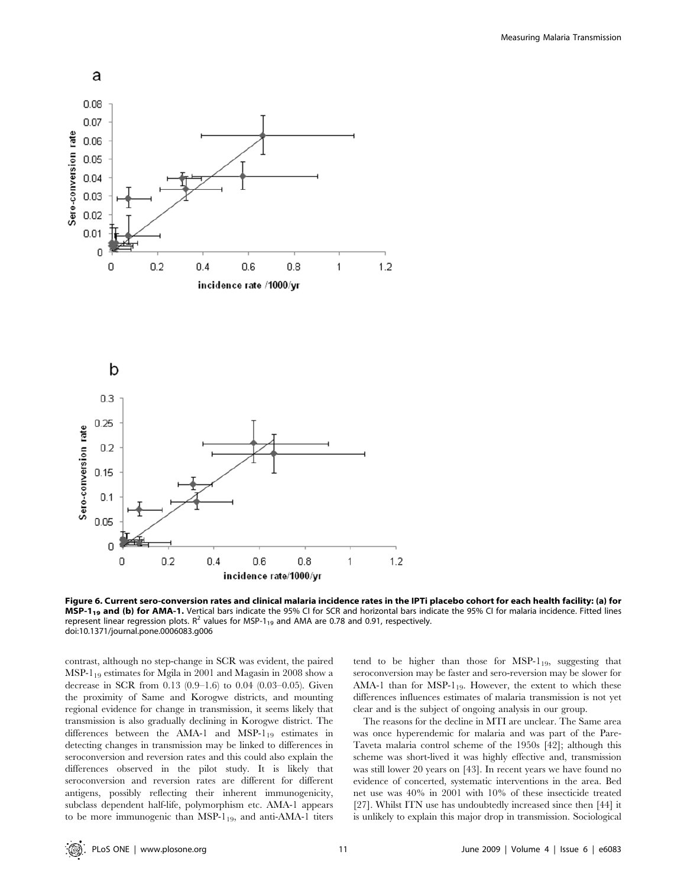**Figure 6. Current sero-conversion rates and clinical malaria incidence rates in the IPTi placebo cohort for each health facility: (a) for MSP-1$_{19}$ and (b) for AMA-1.** Vertical bars indicate the 95% CI for SCR and horizontal bars indicate the 95% CI for malaria incidence. Fitted lines represent linear regression plots. $R^2$ values for MSP-1$_{19}$ and AMA are 0.78 and 0.91, respectively.
doi:10.1371/journal.pone.0006083.g006

contrast, although no step-change in SCR was evident, the paired MSP-1$_{19}$ estimates for Mgila in 2001 and Magasin in 2008 show a decrease in SCR from 0.13 (0.9–1.6) to 0.04 (0.03–0.05). Given the proximity of Same and Korogwe districts, and mounting regional evidence for change in transmission, it seems likely that transmission is also gradually declining in Korogwe district. The differences between the AMA-1 and MSP-1$_{19}$ estimates in detecting changes in transmission may be linked to differences in seroconversion and reversion rates and this could also explain the differences observed in the pilot study. It is likely that seroconversion and reversion rates are different for different antigens, possibly reflecting their inherent immunogenicity, subclass dependent half-life, polymorphism etc. AMA-1 appears to be more immunogenic than MSP-1$_{19}$, and anti-AMA-1 titers tend to be higher than those for MSP-1$_{19}$, suggesting that seroconversion may be faster and sero-reversion may be slower for AMA-1 than for MSP-1$_{19}$. However, the extent to which these differences influences estimates of malaria transmission is not yet clear and is the subject of ongoing analysis in our group.

The reasons for the decline in MTI are unclear. The Same area was once hyperendemic for malaria and was part of the Pare-Taveta malaria control scheme of the 1950s [42]; although this scheme was short-lived it was highly effective and, transmission was still lower 20 years on [43]. In recent years we have found no evidence of concerted, systematic interventions in the area. Bed net use was 40% in 2001 with 10% of these insecticide treated [27]. Whilst ITN use has undoubtedly increased since then [44] it is unlikely to explain this major drop in transmission. Sociological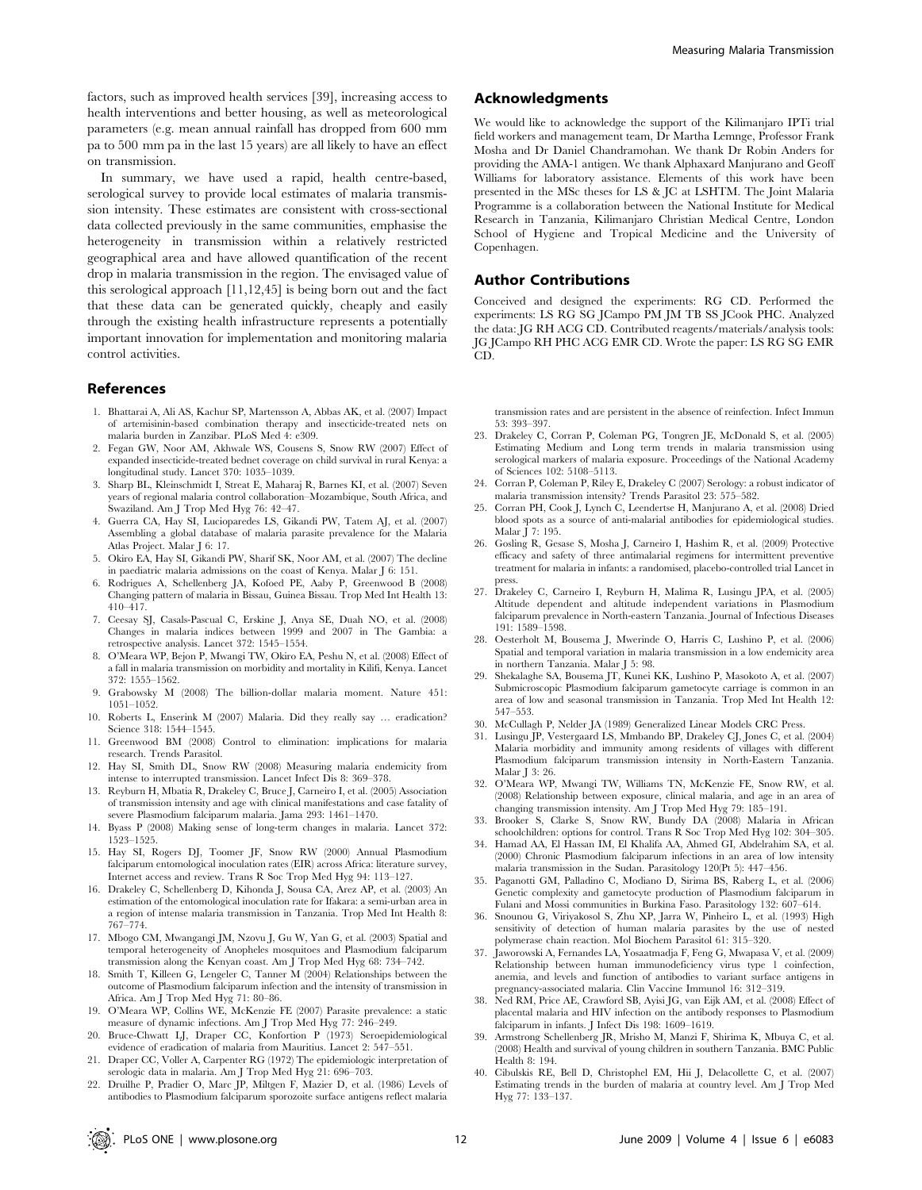factors, such as improved health services [39], increasing access to health interventions and better housing, as well as meteorological parameters (e.g. mean annual rainfall has dropped from 600 mm pa to 500 mm pa in the last 15 years) are all likely to have an effect on transmission.

In summary, we have used a rapid, health centre-based, serological survey to provide local estimates of malaria transmission intensity. These estimates are consistent with cross-sectional data collected previously in the same communities, emphasise the heterogeneity in transmission within a relatively restricted geographical area and have allowed quantification of the recent drop in malaria transmission in the region. The envisaged value of this serological approach [11,12,45] is being born out and the fact that these data can be generated quickly, cheaply and easily through the existing health infrastructure represents a potentially important innovation for implementation and monitoring malaria control activities.

## Acknowledgments

We would like to acknowledge the support of the Kilimanjaro IPTi trial field workers and management team, Dr Martha Lemnge, Professor Frank Mosha and Dr Daniel Chandramohan. We thank Dr Robin Anders for providing the AMA-1 antigen. We thank Alphaxard Manjurano and Geoff Williams for laboratory assistance. Elements of this work have been presented in the MSc theses for LS & JC at LSHTM. The Joint Malaria Programme is a collaboration between the National Institute for Medical Research in Tanzania, Kilimanjaro Christian Medical Centre, London School of Hygiene and Tropical Medicine and the University of Copenhagen.

## Author Contributions

Conceived and designed the experiments: RG CD. Performed the experiments: LS RG SG JCampo PM JM TB SS JCook PHC. Analyzed the data: JG RH ACG CD. Contributed reagents/materials/analysis tools: JG JCampo RH PHC ACG EMR CD. Wrote the paper: LS RG SG EMR CD.

## References

1. Bhattarai A, Ali AS, Kachur SP, Martensson A, Abbas AK, et al. (2007) Impact of artemisinin-based combination therapy and insecticide-treated nets on malaria burden in Zanzibar. PLoS Med 4: e309.
2. Fegan GW, Noor AM, Akhwale WS, Cousens S, Snow RW (2007) Effect of expanded insecticide-treated bednet coverage on child survival in rural Kenya: a longitudinal study. Lancet 370: 1035–1039.
3. Sharp BL, Kleinschmidt I, Streat E, Maharaj R, Barnes KI, et al. (2007) Seven years of regional malaria control collaboration–Mozambique, South Africa, and Swaziland. Am J Trop Med Hyg 76: 42–47.
4. Guerra CA, Hay SI, Lucioparedes LS, Gikandi PW, Tatem AJ, et al. (2007) Assembling a global database of malaria parasite prevalence for the Malaria Atlas Project. Malar J 6: 17.
5. Okiro EA, Hay SI, Gikandi PW, Sharif SK, Noor AM, et al. (2007) The decline in paediatric malaria admissions on the coast of Kenya. Malar J 6: 151.
6. Rodrigues A, Schellenberg JA, Kofoed PE, Aaby P, Greenwood B (2008) Changing pattern of malaria in Bissau, Guinea Bissau. Trop Med Int Health 13: 410–417.
7. Ceesay SJ, Casals-Pascual C, Erskine J, Anya SE, Duah NO, et al. (2008) Changes in malaria indices between 1999 and 2007 in The Gambia: a retrospective analysis. Lancet 372: 1545–1554.
8. O'Meara WP, Bejon P, Mwangi TW, Okiro EA, Peshu N, et al. (2008) Effect of a fall in malaria transmission on morbidity and mortality in Kilifi, Kenya. Lancet 372: 1555–1562.
9. Grabowsky M (2008) The billion-dollar malaria moment. Nature 451: 1051–1052.
10. Roberts L, Enserink M (2007) Malaria. Did they really say … eradication? Science 318: 1544–1545.
11. Greenwood BM (2008) Control to elimination: implications for malaria research. Trends Parasitol.
12. Hay SI, Smith DL, Snow RW (2008) Measuring malaria endemicity from intense to interrupted transmission. Lancet Infect Dis 8: 369–378.
13. Reyburn H, Mbatia R, Drakeley C, Bruce J, Carneiro I, et al. (2005) Association of transmission intensity and age with clinical manifestations and case fatality of severe Plasmodium falciparum malaria. Jama 293: 1461–1470.
14. Byass P (2008) Making sense of long-term changes in malaria. Lancet 372: 1523–1525.
15. Hay SI, Rogers DJ, Toomer JF, Snow RW (2000) Annual Plasmodium falciparum entomological inoculation rates (EIR) across Africa: literature survey, Internet access and review. Trans R Soc Trop Med Hyg 94: 113–127.
16. Drakeley C, Schellenberg D, Kihonda J, Sousa CA, Arez AP, et al. (2003) An estimation of the entomological inoculation rate for Ifakara: a semi-urban area in a region of intense malaria transmission in Tanzania. Trop Med Int Health 8: 767–774.
17. Mbogo CM, Mwangangi JM, Nzovu J, Gu W, Yan G, et al. (2003) Spatial and temporal heterogeneity of Anopheles mosquitoes and Plasmodium falciparum transmission along the Kenyan coast. Am J Trop Med Hyg 68: 734–742.
18. Smith T, Killeen G, Lengeler C, Tanner M (2004) Relationships between the outcome of Plasmodium falciparum infection and the intensity of transmission in Africa. Am J Trop Med Hyg 71: 80–86.
19. O'Meara WP, Collins WE, McKenzie FE (2007) Parasite prevalence: a static measure of dynamic infections. Am J Trop Med Hyg 77: 246–249.
20. Bruce-Chwatt LJ, Draper CC, Konfortion P (1973) Seroepidemiological evidence of eradication of malaria from Mauritius. Lancet 2: 547–551.
21. Draper CC, Voller A, Carpenter RG (1972) The epidemiologic interpretation of serologic data in malaria. Am J Trop Med Hyg 21: 696–703.
22. Druilhe P, Pradier O, Marc JP, Miltgen F, Mazier D, et al. (1986) Levels of antibodies to Plasmodium falciparum sporozoite surface antigens reflect malaria transmission rates and are persistent in the absence of reinfection. Infect Immun 53: 393–397.
23. Drakeley C, Corran P, Coleman PG, Tongren JE, McDonald S, et al. (2005) Estimating Medium and Long term trends in malaria transmission using serological markers of malaria exposure. Proceedings of the National Academy of Sciences 102: 5108–5113.
24. Corran P, Coleman P, Riley E, Drakeley C (2007) Serology: a robust indicator of malaria transmission intensity? Trends Parasitol 23: 575–582.
25. Corran PH, Cook J, Lynch C, Leendertse H, Manjurano A, et al. (2008) Dried blood spots as a source of anti-malarial antibodies for epidemiological studies. Malar J 7: 195.
26. Gosling R, Gesase S, Mosha J, Carneiro I, Hashim R, et al. (2009) Protective efficacy and safety of three antimalarial regimens for intermittent preventive treatment for malaria in infants: a randomised, placebo-controlled trial Lancet in press.
27. Drakeley C, Carneiro I, Reyburn H, Malima R, Lusingu JPA, et al. (2005) Altitude dependent and altitude independent variations in Plasmodium falciparum prevalence in North-eastern Tanzania. Journal of Infectious Diseases 191: 1589–1598.
28. Oesterholt M, Bousema J, Mwerinde O, Harris C, Lushino P, et al. (2006) Spatial and temporal variation in malaria transmission in a low endemicity area in northern Tanzania. Malar J 5: 98.
29. Shekalaghe SA, Bousema JT, Kunei KK, Lushino P, Masokoto A, et al. (2007) Submicroscopic Plasmodium falciparum gametocyte carriage is common in an area of low and seasonal transmission in Tanzania. Trop Med Int Health 12: 547–553.
30. McCullagh P, Nelder JA (1989) Generalized Linear Models CRC Press.
31. Lusingu JP, Vestergaard LS, Mmbando BP, Drakeley CJ, Jones C, et al. (2004) Malaria morbidity and immunity among residents of villages with different Plasmodium falciparum transmission intensity in North-Eastern Tanzania. Malar J 3: 26.
32. O'Meara WP, Mwangi TW, Williams TN, McKenzie FE, Snow RW, et al. (2008) Relationship between exposure, clinical malaria, and age in an area of changing transmission intensity. Am J Trop Med Hyg 79: 185–191.
33. Brooker S, Clarke S, Snow RW, Bundy DA (2008) Malaria in African schoolchildren: options for control. Trans R Soc Trop Med Hyg 102: 304–305.
34. Hamad AA, El Hassan IM, El Khalifa AA, Ahmed GI, Abdelrahim SA, et al. (2000) Chronic Plasmodium falciparum infections in an area of low intensity malaria transmission in the Sudan. Parasitology 120(Pt 5): 447–456.
35. Paganotti GM, Palladino C, Modiano D, Sirima BS, Raberg L, et al. (2006) Genetic complexity and gametocyte production of Plasmodium falciparum in Fulani and Mossi communities in Burkina Faso. Parasitology 132: 607–614.
36. Snounou G, Viriyakosol S, Zhu XP, Jarra W, Pinheiro L, et al. (1993) High sensitivity of detection of human malaria parasites by the use of nested polymerase chain reaction. Mol Biochem Parasitol 61: 315–320.
37. Jaworowski A, Fernandes LA, Yosaatmadja F, Feng G, Mwapasa V, et al. (2009) Relationship between human immunodeficiency virus type 1 coinfection, anemia, and levels and function of antibodies to variant surface antigens in pregnancy-associated malaria. Clin Vaccine Immunol 16: 312–319.
38. Ned RM, Price AE, Crawford SB, Ayisi JG, van Eijk AM, et al. (2008) Effect of placental malaria and HIV infection on the antibody responses to Plasmodium falciparum in infants. J Infect Dis 198: 1609–1619.
39. Armstrong Schellenberg JR, Mrisho M, Manzi F, Shirima K, Mbuya C, et al. (2008) Health and survival of young children in southern Tanzania. BMC Public Health 8: 194.
40. Cibulskis RE, Bell D, Christophel EM, Hii J, Delacollette C, et al. (2007) Estimating trends in the burden of malaria at country level. Am J Trop Med Hyg 77: 133–137.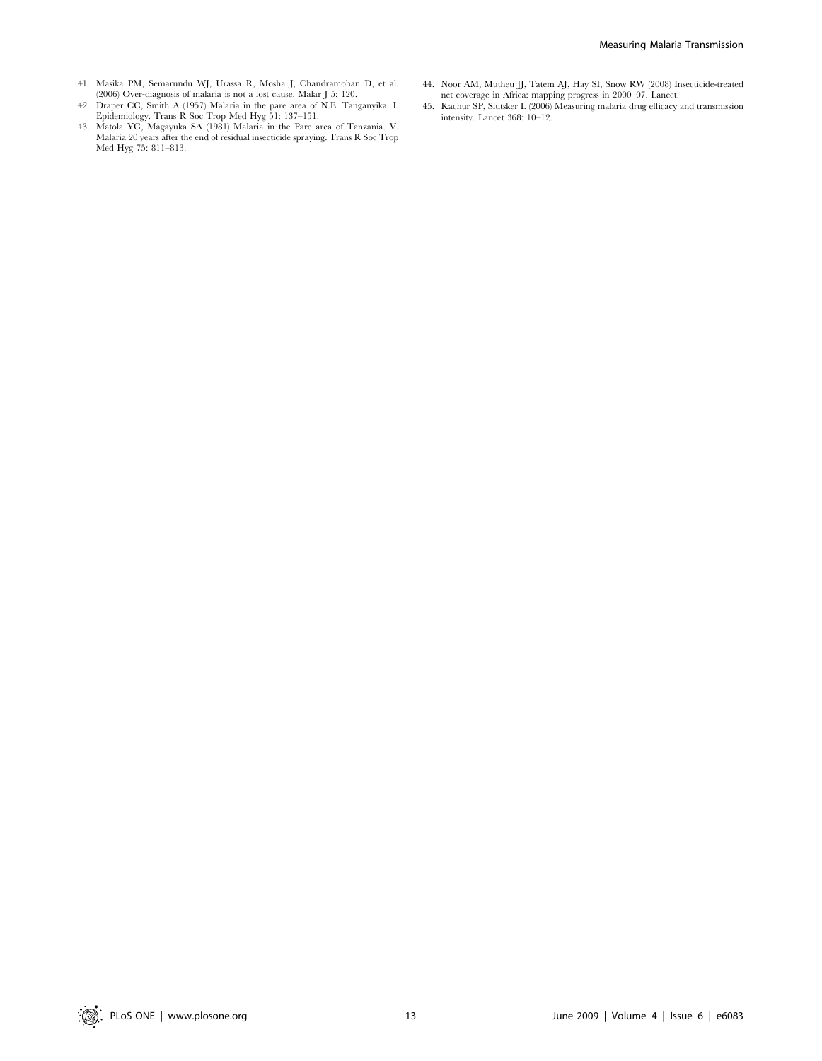41. Masika PM, Semarundu WJ, Urassa R, Mosha J, Chandramohan D, et al. (2006) Over-diagnosis of malaria is not a lost cause. Malar J 5: 120.
42. Draper CC, Smith A (1957) Malaria in the pare area of N.E. Tanganyika. I. Epidemiology. Trans R Soc Trop Med Hyg 51: 137–151.
43. Matola YG, Magayuka SA (1981) Malaria in the Pare area of Tanzania. V. Malaria 20 years after the end of residual insecticide spraying. Trans R Soc Trop Med Hyg 75: 811–813.
44. Noor AM, Mutheu JJ, Tatem AJ, Hay SI, Snow RW (2008) Insecticide-treated net coverage in Africa: mapping progress in 2000–07. Lancet.
45. Kachur SP, Slutsker L (2006) Measuring malaria drug efficacy and transmission intensity. Lancet 368: 10–12.